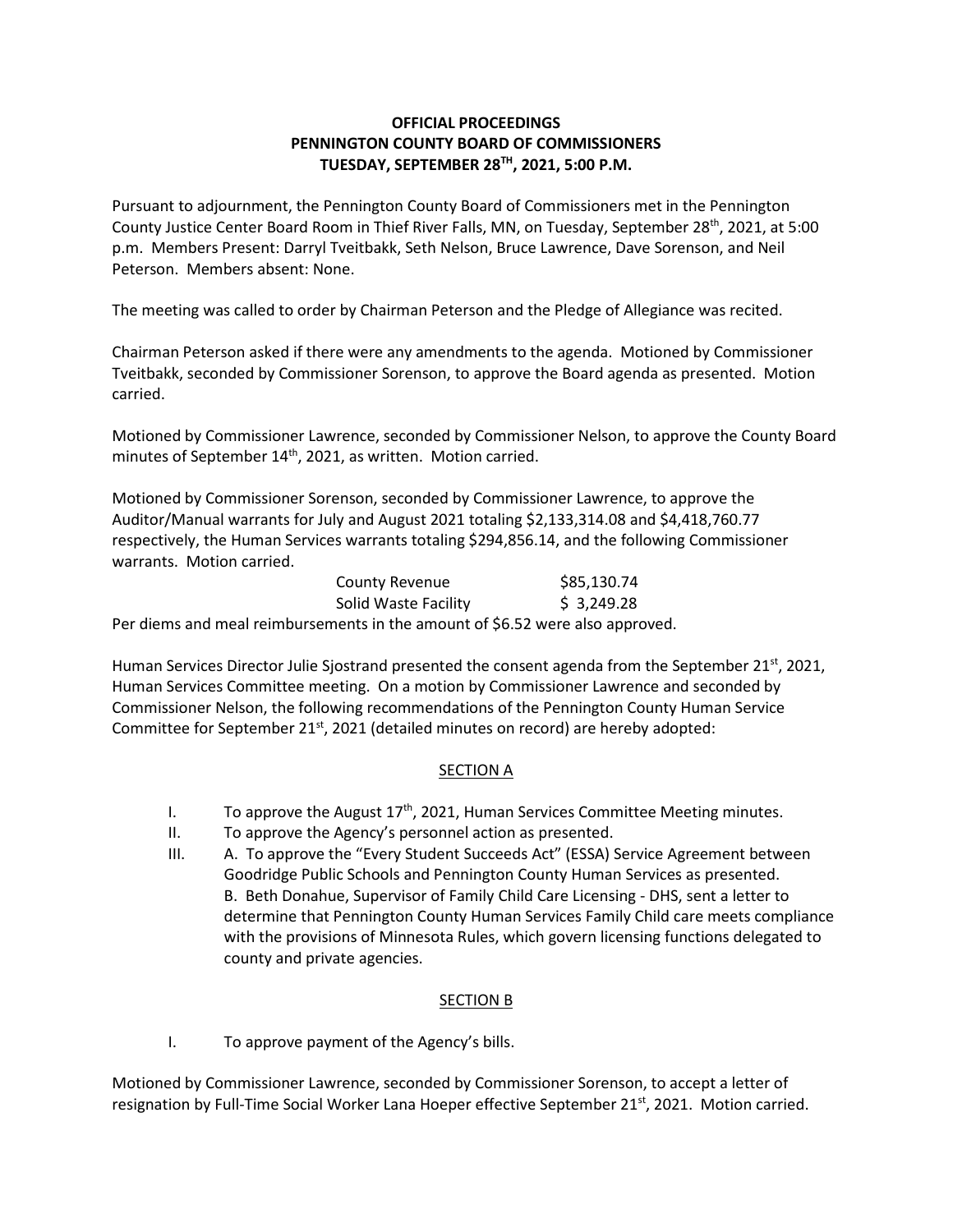**OFFICIAL PROCEEDINGS**
**PENNINGTON COUNTY BOARD OF COMMISSIONERS**
**TUESDAY, SEPTEMBER 28TH, 2021, 5:00 P.M.**

Pursuant to adjournment, the Pennington County Board of Commissioners met in the Pennington County Justice Center Board Room in Thief River Falls, MN, on Tuesday, September 28th, 2021, at 5:00 p.m. Members Present: Darryl Tveitbakk, Seth Nelson, Bruce Lawrence, Dave Sorenson, and Neil Peterson. Members absent: None.

The meeting was called to order by Chairman Peterson and the Pledge of Allegiance was recited.

Chairman Peterson asked if there were any amendments to the agenda. Motioned by Commissioner Tveitbakk, seconded by Commissioner Sorenson, to approve the Board agenda as presented. Motion carried.

Motioned by Commissioner Lawrence, seconded by Commissioner Nelson, to approve the County Board minutes of September 14th, 2021, as written. Motion carried.

Motioned by Commissioner Sorenson, seconded by Commissioner Lawrence, to approve the Auditor/Manual warrants for July and August 2021 totaling $2,133,314.08 and $4,418,760.77 respectively, the Human Services warrants totaling $294,856.14, and the following Commissioner warrants. Motion carried.

| | |
|---|---|
| County Revenue | $85,130.74 |
| Solid Waste Facility | $ 3,249.28 |

Per diems and meal reimbursements in the amount of $6.52 were also approved.

Human Services Director Julie Sjostrand presented the consent agenda from the September 21st, 2021, Human Services Committee meeting. On a motion by Commissioner Lawrence and seconded by Commissioner Nelson, the following recommendations of the Pennington County Human Service Committee for September 21st, 2021 (detailed minutes on record) are hereby adopted:

SECTION A

I. To approve the August 17th, 2021, Human Services Committee Meeting minutes.

II. To approve the Agency's personnel action as presented.

III. A. To approve the "Every Student Succeeds Act" (ESSA) Service Agreement between Goodridge Public Schools and Pennington County Human Services as presented.
B. Beth Donahue, Supervisor of Family Child Care Licensing - DHS, sent a letter to determine that Pennington County Human Services Family Child care meets compliance with the provisions of Minnesota Rules, which govern licensing functions delegated to county and private agencies.

SECTION B

I. To approve payment of the Agency's bills.

Motioned by Commissioner Lawrence, seconded by Commissioner Sorenson, to accept a letter of resignation by Full-Time Social Worker Lana Hoeper effective September 21st, 2021. Motion carried.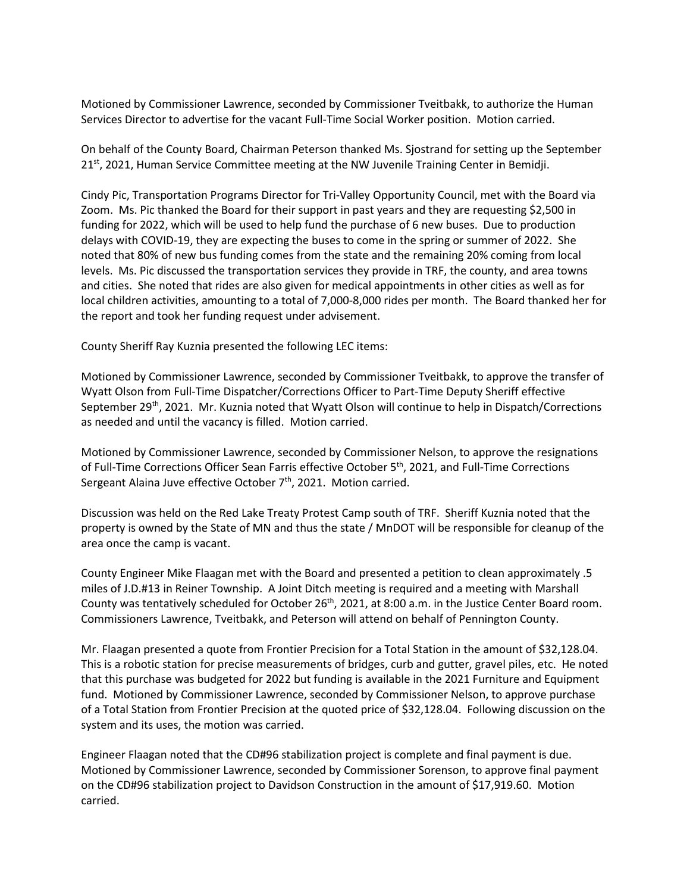Motioned by Commissioner Lawrence, seconded by Commissioner Tveitbakk, to authorize the Human Services Director to advertise for the vacant Full-Time Social Worker position. Motion carried.

On behalf of the County Board, Chairman Peterson thanked Ms. Sjostrand for setting up the September 21st, 2021, Human Service Committee meeting at the NW Juvenile Training Center in Bemidji.

Cindy Pic, Transportation Programs Director for Tri-Valley Opportunity Council, met with the Board via Zoom. Ms. Pic thanked the Board for their support in past years and they are requesting $2,500 in funding for 2022, which will be used to help fund the purchase of 6 new buses. Due to production delays with COVID-19, they are expecting the buses to come in the spring or summer of 2022. She noted that 80% of new bus funding comes from the state and the remaining 20% coming from local levels. Ms. Pic discussed the transportation services they provide in TRF, the county, and area towns and cities. She noted that rides are also given for medical appointments in other cities as well as for local children activities, amounting to a total of 7,000-8,000 rides per month. The Board thanked her for the report and took her funding request under advisement.

County Sheriff Ray Kuznia presented the following LEC items:

Motioned by Commissioner Lawrence, seconded by Commissioner Tveitbakk, to approve the transfer of Wyatt Olson from Full-Time Dispatcher/Corrections Officer to Part-Time Deputy Sheriff effective September 29th, 2021. Mr. Kuznia noted that Wyatt Olson will continue to help in Dispatch/Corrections as needed and until the vacancy is filled. Motion carried.

Motioned by Commissioner Lawrence, seconded by Commissioner Nelson, to approve the resignations of Full-Time Corrections Officer Sean Farris effective October 5th, 2021, and Full-Time Corrections Sergeant Alaina Juve effective October 7th, 2021. Motion carried.

Discussion was held on the Red Lake Treaty Protest Camp south of TRF. Sheriff Kuznia noted that the property is owned by the State of MN and thus the state / MnDOT will be responsible for cleanup of the area once the camp is vacant.

County Engineer Mike Flaagan met with the Board and presented a petition to clean approximately .5 miles of J.D.#13 in Reiner Township. A Joint Ditch meeting is required and a meeting with Marshall County was tentatively scheduled for October 26th, 2021, at 8:00 a.m. in the Justice Center Board room. Commissioners Lawrence, Tveitbakk, and Peterson will attend on behalf of Pennington County.

Mr. Flaagan presented a quote from Frontier Precision for a Total Station in the amount of $32,128.04. This is a robotic station for precise measurements of bridges, curb and gutter, gravel piles, etc. He noted that this purchase was budgeted for 2022 but funding is available in the 2021 Furniture and Equipment fund. Motioned by Commissioner Lawrence, seconded by Commissioner Nelson, to approve purchase of a Total Station from Frontier Precision at the quoted price of $32,128.04. Following discussion on the system and its uses, the motion was carried.

Engineer Flaagan noted that the CD#96 stabilization project is complete and final payment is due. Motioned by Commissioner Lawrence, seconded by Commissioner Sorenson, to approve final payment on the CD#96 stabilization project to Davidson Construction in the amount of $17,919.60. Motion carried.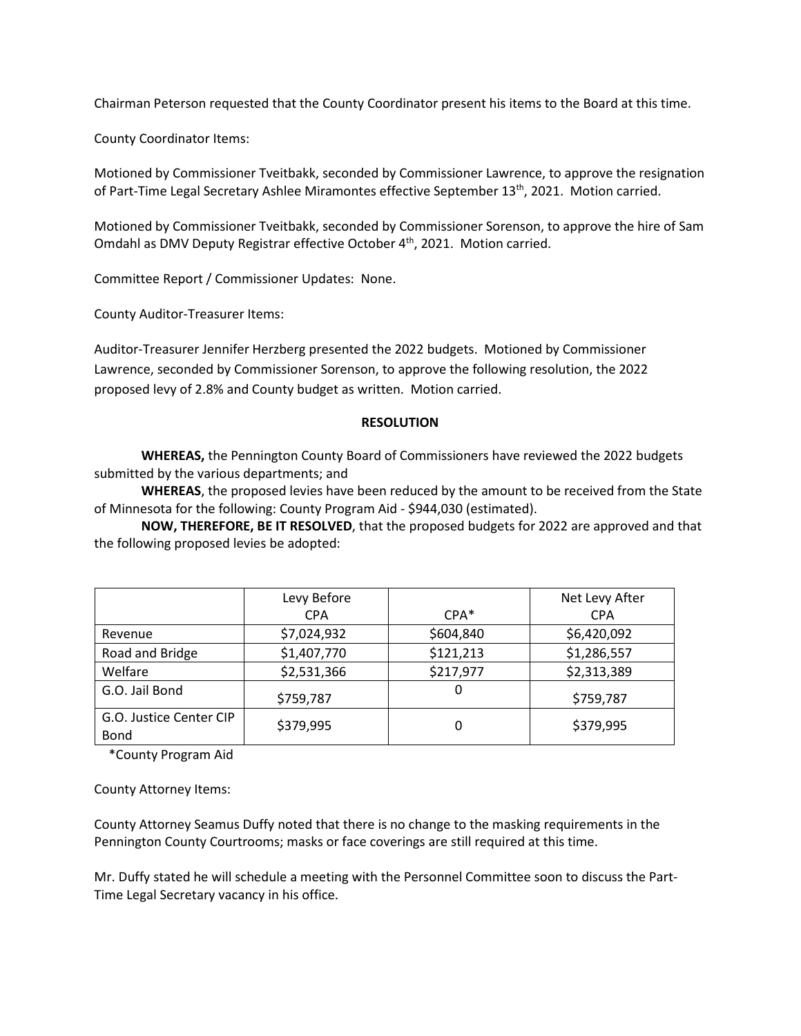Chairman Peterson requested that the County Coordinator present his items to the Board at this time.

County Coordinator Items:

Motioned by Commissioner Tveitbakk, seconded by Commissioner Lawrence, to approve the resignation of Part-Time Legal Secretary Ashlee Miramontes effective September 13th, 2021. Motion carried.

Motioned by Commissioner Tveitbakk, seconded by Commissioner Sorenson, to approve the hire of Sam Omdahl as DMV Deputy Registrar effective October 4th, 2021. Motion carried.

Committee Report / Commissioner Updates: None.

County Auditor-Treasurer Items:

Auditor-Treasurer Jennifer Herzberg presented the 2022 budgets. Motioned by Commissioner Lawrence, seconded by Commissioner Sorenson, to approve the following resolution, the 2022 proposed levy of 2.8% and County budget as written. Motion carried.

**RESOLUTION**

**WHEREAS,** the Pennington County Board of Commissioners have reviewed the 2022 budgets submitted by the various departments; and

**WHEREAS**, the proposed levies have been reduced by the amount to be received from the State of Minnesota for the following: County Program Aid - $944,030 (estimated).

**NOW, THEREFORE, BE IT RESOLVED**, that the proposed budgets for 2022 are approved and that the following proposed levies be adopted:

| | Levy Before CPA | CPA* | Net Levy After CPA |
|---|---|---|---|
| Revenue | $7,024,932 | $604,840 | $6,420,092 |
| Road and Bridge | $1,407,770 | $121,213 | $1,286,557 |
| Welfare | $2,531,366 | $217,977 | $2,313,389 |
| G.O. Jail Bond | $759,787 | 0 | $759,787 |
| G.O. Justice Center CIP Bond | $379,995 | 0 | $379,995 |

*County Program Aid

County Attorney Items:

County Attorney Seamus Duffy noted that there is no change to the masking requirements in the Pennington County Courtrooms; masks or face coverings are still required at this time.

Mr. Duffy stated he will schedule a meeting with the Personnel Committee soon to discuss the Part-Time Legal Secretary vacancy in his office.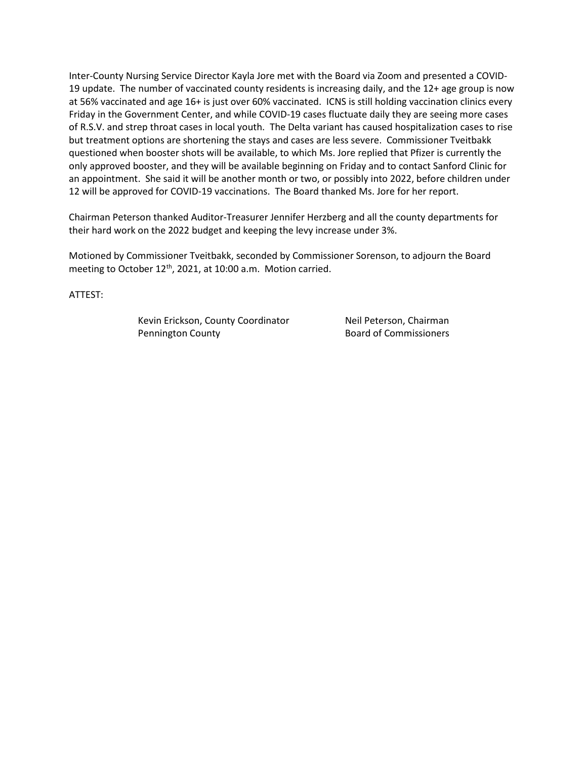Inter-County Nursing Service Director Kayla Jore met with the Board via Zoom and presented a COVID-19 update. The number of vaccinated county residents is increasing daily, and the 12+ age group is now at 56% vaccinated and age 16+ is just over 60% vaccinated. ICNS is still holding vaccination clinics every Friday in the Government Center, and while COVID-19 cases fluctuate daily they are seeing more cases of R.S.V. and strep throat cases in local youth. The Delta variant has caused hospitalization cases to rise but treatment options are shortening the stays and cases are less severe. Commissioner Tveitbakk questioned when booster shots will be available, to which Ms. Jore replied that Pfizer is currently the only approved booster, and they will be available beginning on Friday and to contact Sanford Clinic for an appointment. She said it will be another month or two, or possibly into 2022, before children under 12 will be approved for COVID-19 vaccinations. The Board thanked Ms. Jore for her report.

Chairman Peterson thanked Auditor-Treasurer Jennifer Herzberg and all the county departments for their hard work on the 2022 budget and keeping the levy increase under 3%.

Motioned by Commissioner Tveitbakk, seconded by Commissioner Sorenson, to adjourn the Board meeting to October 12th, 2021, at 10:00 a.m. Motion carried.

ATTEST:

Kevin Erickson, County Coordinator
Pennington County

Neil Peterson, Chairman
Board of Commissioners